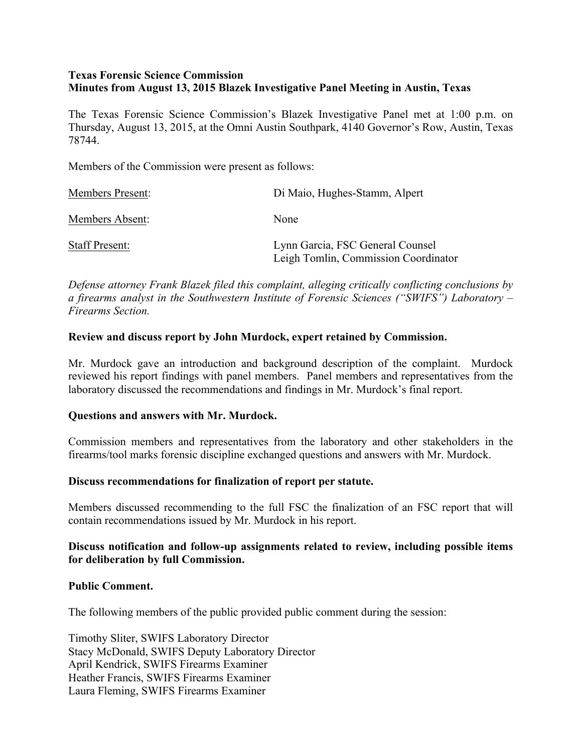**Texas Forensic Science Commission**
**Minutes from August 13, 2015 Blazek Investigative Panel Meeting in Austin, Texas**

The Texas Forensic Science Commission's Blazek Investigative Panel met at 1:00 p.m. on Thursday, August 13, 2015, at the Omni Austin Southpark, 4140 Governor's Row, Austin, Texas 78744.

Members of the Commission were present as follows:

| | |
|---|---|
| Members Present: | Di Maio, Hughes-Stamm, Alpert |
| Members Absent: | None |
| Staff Present: | Lynn Garcia, FSC General Counsel<br>Leigh Tomlin, Commission Coordinator |

*Defense attorney Frank Blazek filed this complaint, alleging critically conflicting conclusions by a firearms analyst in the Southwestern Institute of Forensic Sciences ("SWIFS") Laboratory – Firearms Section.*

**Review and discuss report by John Murdock, expert retained by Commission.**

Mr. Murdock gave an introduction and background description of the complaint. Murdock reviewed his report findings with panel members. Panel members and representatives from the laboratory discussed the recommendations and findings in Mr. Murdock's final report.

**Questions and answers with Mr. Murdock.**

Commission members and representatives from the laboratory and other stakeholders in the firearms/tool marks forensic discipline exchanged questions and answers with Mr. Murdock.

**Discuss recommendations for finalization of report per statute.**

Members discussed recommending to the full FSC the finalization of an FSC report that will contain recommendations issued by Mr. Murdock in his report.

**Discuss notification and follow-up assignments related to review, including possible items for deliberation by full Commission.**

**Public Comment.**

The following members of the public provided public comment during the session:

Timothy Sliter, SWIFS Laboratory Director
Stacy McDonald, SWIFS Deputy Laboratory Director
April Kendrick, SWIFS Firearms Examiner
Heather Francis, SWIFS Firearms Examiner
Laura Fleming, SWIFS Firearms Examiner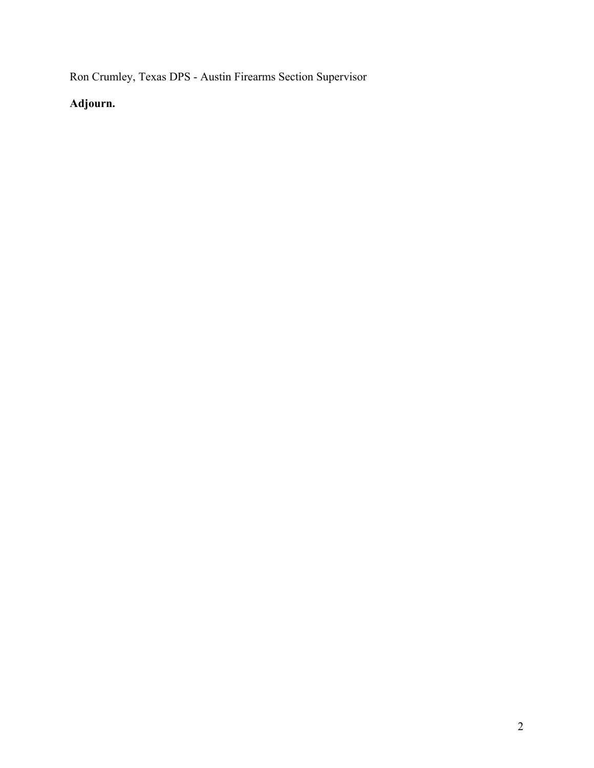Ron Crumley, Texas DPS - Austin Firearms Section Supervisor

**Adjourn.**